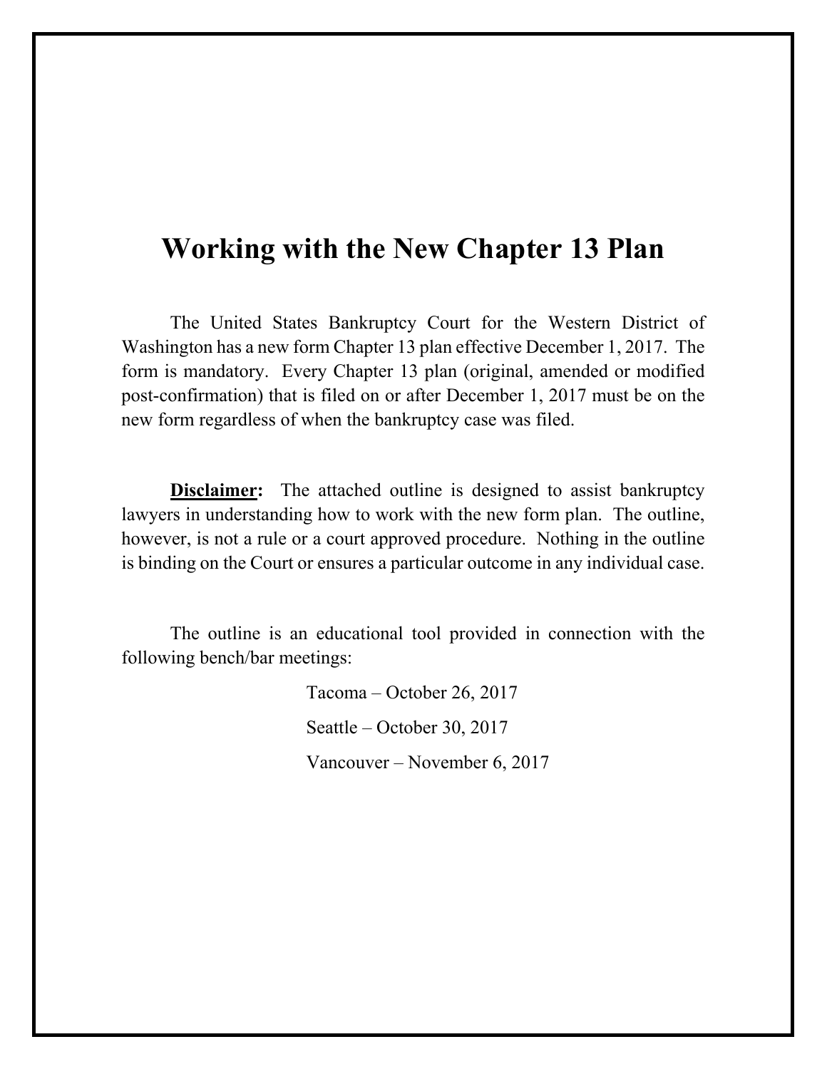# Working with the New Chapter 13 Plan

The United States Bankruptcy Court for the Western District of Washington has a new form Chapter 13 plan effective December 1, 2017. The form is mandatory. Every Chapter 13 plan (original, amended or modified post-confirmation) that is filed on or after December 1, 2017 must be on the new form regardless of when the bankruptcy case was filed.

**Disclaimer:** The attached outline is designed to assist bankruptcy lawyers in understanding how to work with the new form plan. The outline, however, is not a rule or a court approved procedure. Nothing in the outline is binding on the Court or ensures a particular outcome in any individual case.

The outline is an educational tool provided in connection with the following bench/bar meetings:

Tacoma – October 26, 2017

Seattle – October 30, 2017

Vancouver – November 6, 2017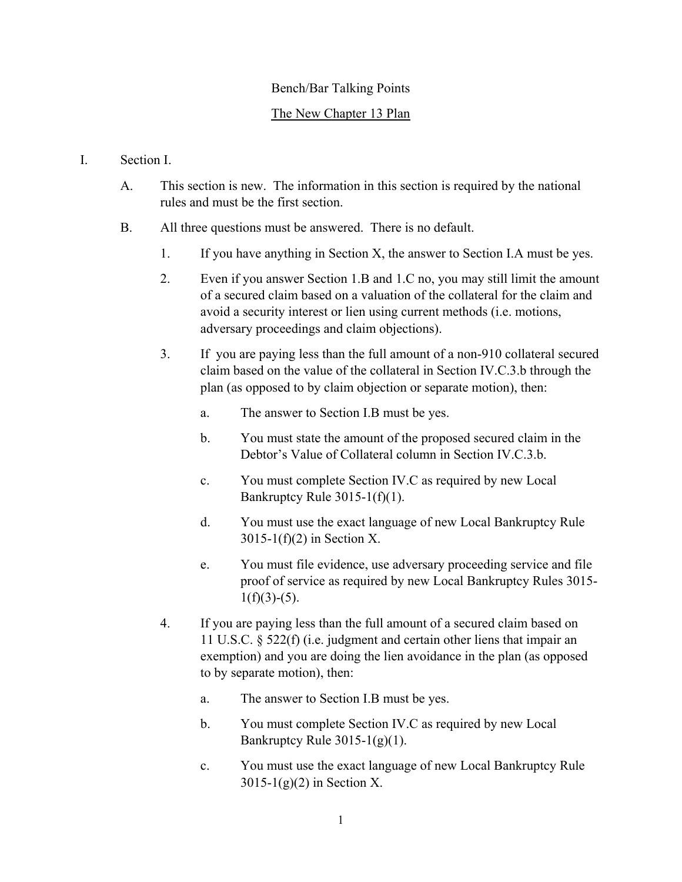Bench/Bar Talking Points

The New Chapter 13 Plan

I. Section I.

   A. This section is new. The information in this section is required by the national rules and must be the first section.

   B. All three questions must be answered. There is no default.

      1. If you have anything in Section X, the answer to Section I.A must be yes.

      2. Even if you answer Section 1.B and 1.C no, you may still limit the amount of a secured claim based on a valuation of the collateral for the claim and avoid a security interest or lien using current methods (i.e. motions, adversary proceedings and claim objections).

      3. If you are paying less than the full amount of a non-910 collateral secured claim based on the value of the collateral in Section IV.C.3.b through the plan (as opposed to by claim objection or separate motion), then:

         a. The answer to Section I.B must be yes.

         b. You must state the amount of the proposed secured claim in the Debtor's Value of Collateral column in Section IV.C.3.b.

         c. You must complete Section IV.C as required by new Local Bankruptcy Rule 3015-1(f)(1).

         d. You must use the exact language of new Local Bankruptcy Rule 3015-1(f)(2) in Section X.

         e. You must file evidence, use adversary proceeding service and file proof of service as required by new Local Bankruptcy Rules 3015-1(f)(3)-(5).

      4. If you are paying less than the full amount of a secured claim based on 11 U.S.C. § 522(f) (i.e. judgment and certain other liens that impair an exemption) and you are doing the lien avoidance in the plan (as opposed to by separate motion), then:

         a. The answer to Section I.B must be yes.

         b. You must complete Section IV.C as required by new Local Bankruptcy Rule 3015-1(g)(1).

         c. You must use the exact language of new Local Bankruptcy Rule 3015-1(g)(2) in Section X.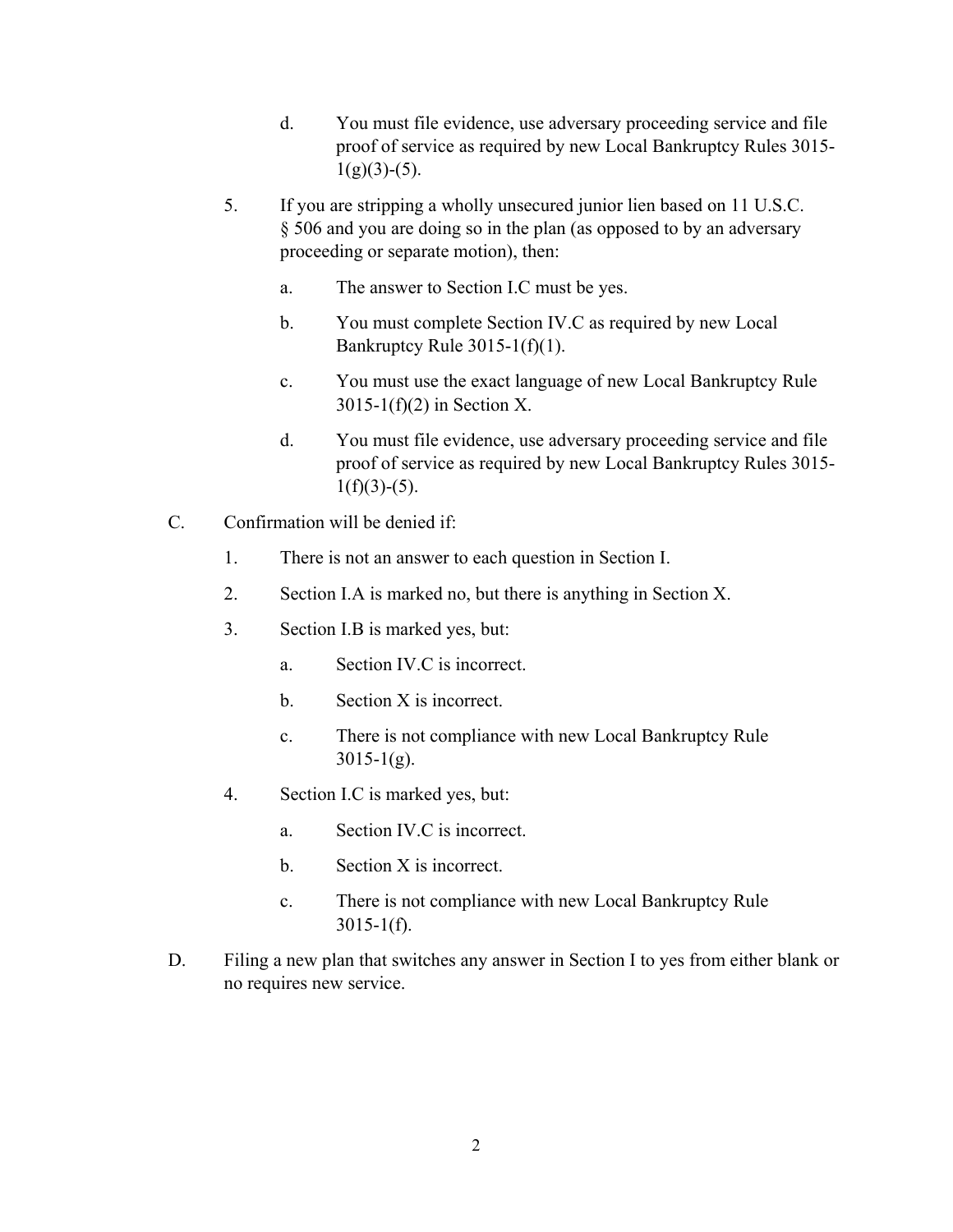d. You must file evidence, use adversary proceeding service and file proof of service as required by new Local Bankruptcy Rules 3015-1(g)(3)-(5).

5. If you are stripping a wholly unsecured junior lien based on 11 U.S.C. § 506 and you are doing so in the plan (as opposed to by an adversary proceeding or separate motion), then:

   a. The answer to Section I.C must be yes.

   b. You must complete Section IV.C as required by new Local Bankruptcy Rule 3015-1(f)(1).

   c. You must use the exact language of new Local Bankruptcy Rule 3015-1(f)(2) in Section X.

   d. You must file evidence, use adversary proceeding service and file proof of service as required by new Local Bankruptcy Rules 3015-1(f)(3)-(5).

C. Confirmation will be denied if:

   1. There is not an answer to each question in Section I.

   2. Section I.A is marked no, but there is anything in Section X.

   3. Section I.B is marked yes, but:

      a. Section IV.C is incorrect.

      b. Section X is incorrect.

      c. There is not compliance with new Local Bankruptcy Rule 3015-1(g).

   4. Section I.C is marked yes, but:

      a. Section IV.C is incorrect.

      b. Section X is incorrect.

      c. There is not compliance with new Local Bankruptcy Rule 3015-1(f).

D. Filing a new plan that switches any answer in Section I to yes from either blank or no requires new service.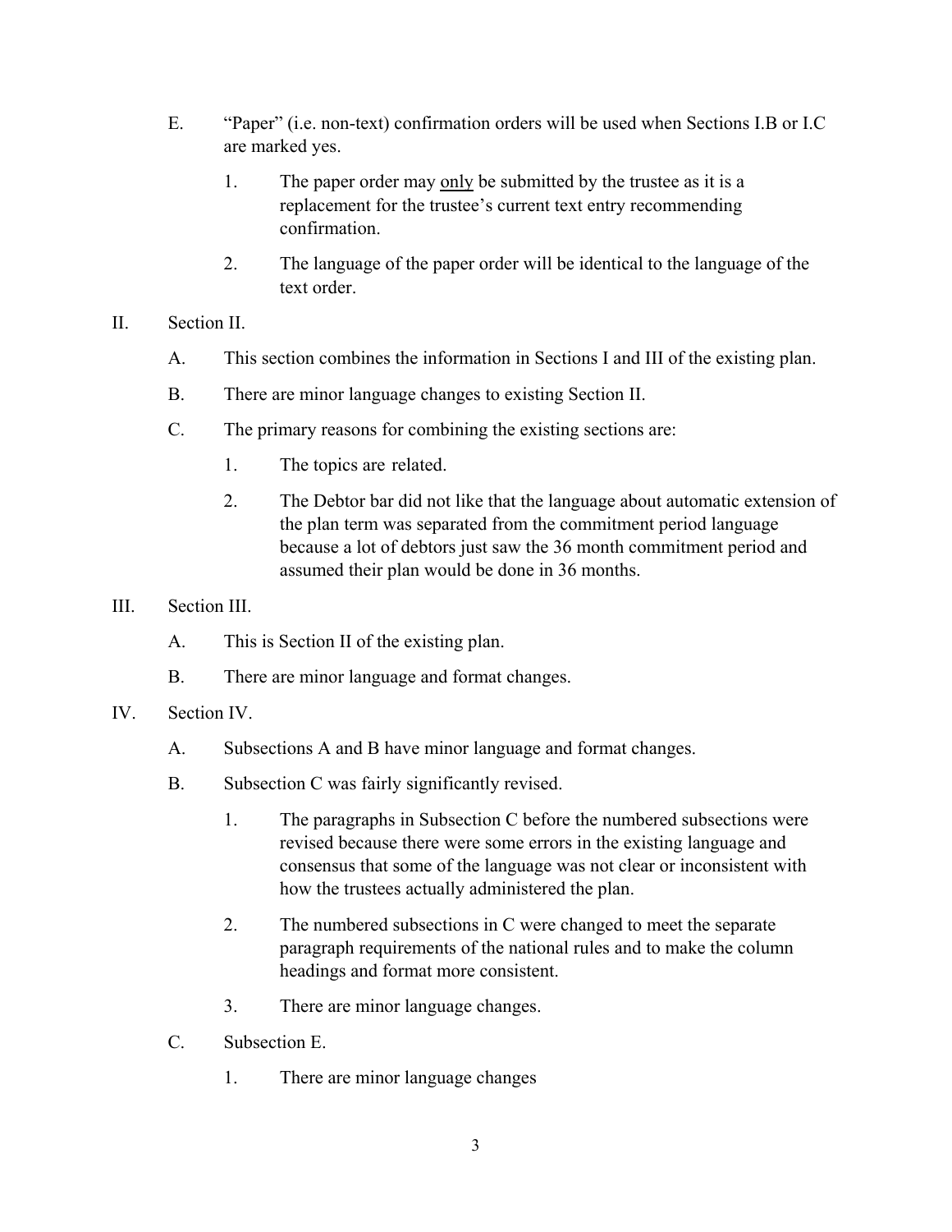E. "Paper" (i.e. non-text) confirmation orders will be used when Sections I.B or I.C are marked yes.

   1. The paper order may <u>only</u> be submitted by the trustee as it is a replacement for the trustee's current text entry recommending confirmation.

   2. The language of the paper order will be identical to the language of the text order.

II. Section II.

   A. This section combines the information in Sections I and III of the existing plan.

   B. There are minor language changes to existing Section II.

   C. The primary reasons for combining the existing sections are:

      1. The topics are related.

      2. The Debtor bar did not like that the language about automatic extension of the plan term was separated from the commitment period language because a lot of debtors just saw the 36 month commitment period and assumed their plan would be done in 36 months.

III. Section III.

   A. This is Section II of the existing plan.

   B. There are minor language and format changes.

IV. Section IV.

   A. Subsections A and B have minor language and format changes.

   B. Subsection C was fairly significantly revised.

      1. The paragraphs in Subsection C before the numbered subsections were revised because there were some errors in the existing language and consensus that some of the language was not clear or inconsistent with how the trustees actually administered the plan.

      2. The numbered subsections in C were changed to meet the separate paragraph requirements of the national rules and to make the column headings and format more consistent.

      3. There are minor language changes.

   C. Subsection E.

      1. There are minor language changes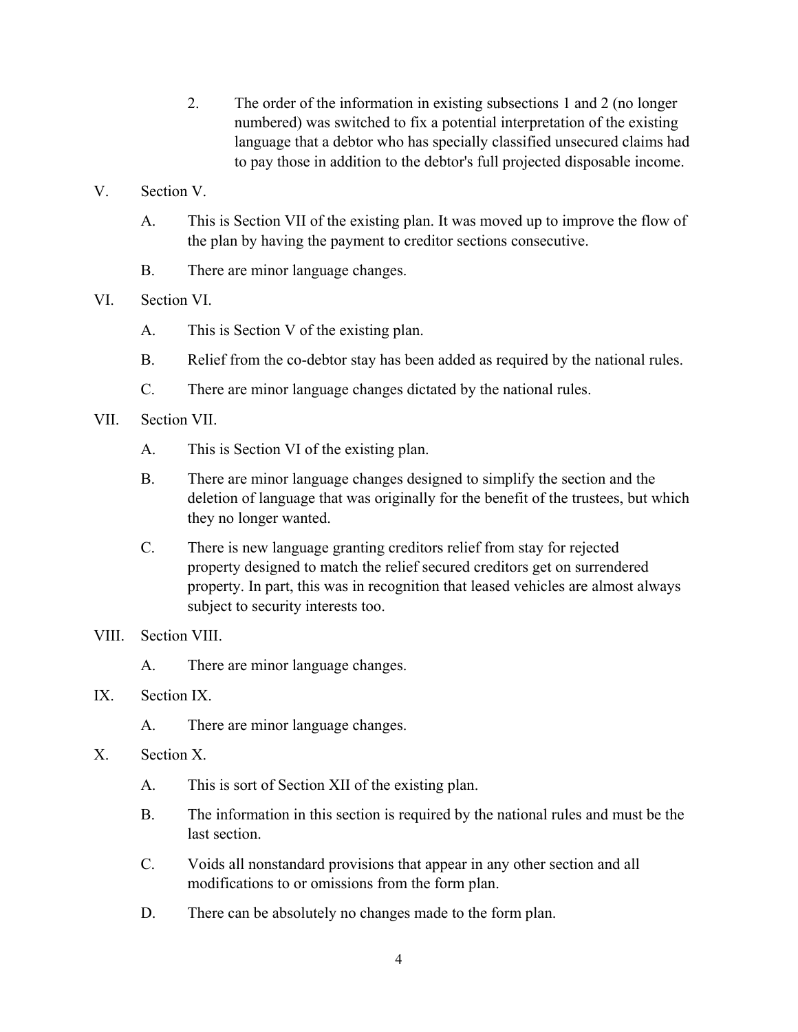2. The order of the information in existing subsections 1 and 2 (no longer numbered) was switched to fix a potential interpretation of the existing language that a debtor who has specially classified unsecured claims had to pay those in addition to the debtor's full projected disposable income.

V. Section V.

   A. This is Section VII of the existing plan. It was moved up to improve the flow of the plan by having the payment to creditor sections consecutive.

   B. There are minor language changes.

VI. Section VI.

   A. This is Section V of the existing plan.

   B. Relief from the co-debtor stay has been added as required by the national rules.

   C. There are minor language changes dictated by the national rules.

VII. Section VII.

   A. This is Section VI of the existing plan.

   B. There are minor language changes designed to simplify the section and the deletion of language that was originally for the benefit of the trustees, but which they no longer wanted.

   C. There is new language granting creditors relief from stay for rejected property designed to match the relief secured creditors get on surrendered property. In part, this was in recognition that leased vehicles are almost always subject to security interests too.

VIII. Section VIII.

   A. There are minor language changes.

IX. Section IX.

   A. There are minor language changes.

X. Section X.

   A. This is sort of Section XII of the existing plan.

   B. The information in this section is required by the national rules and must be the last section.

   C. Voids all nonstandard provisions that appear in any other section and all modifications to or omissions from the form plan.

   D. There can be absolutely no changes made to the form plan.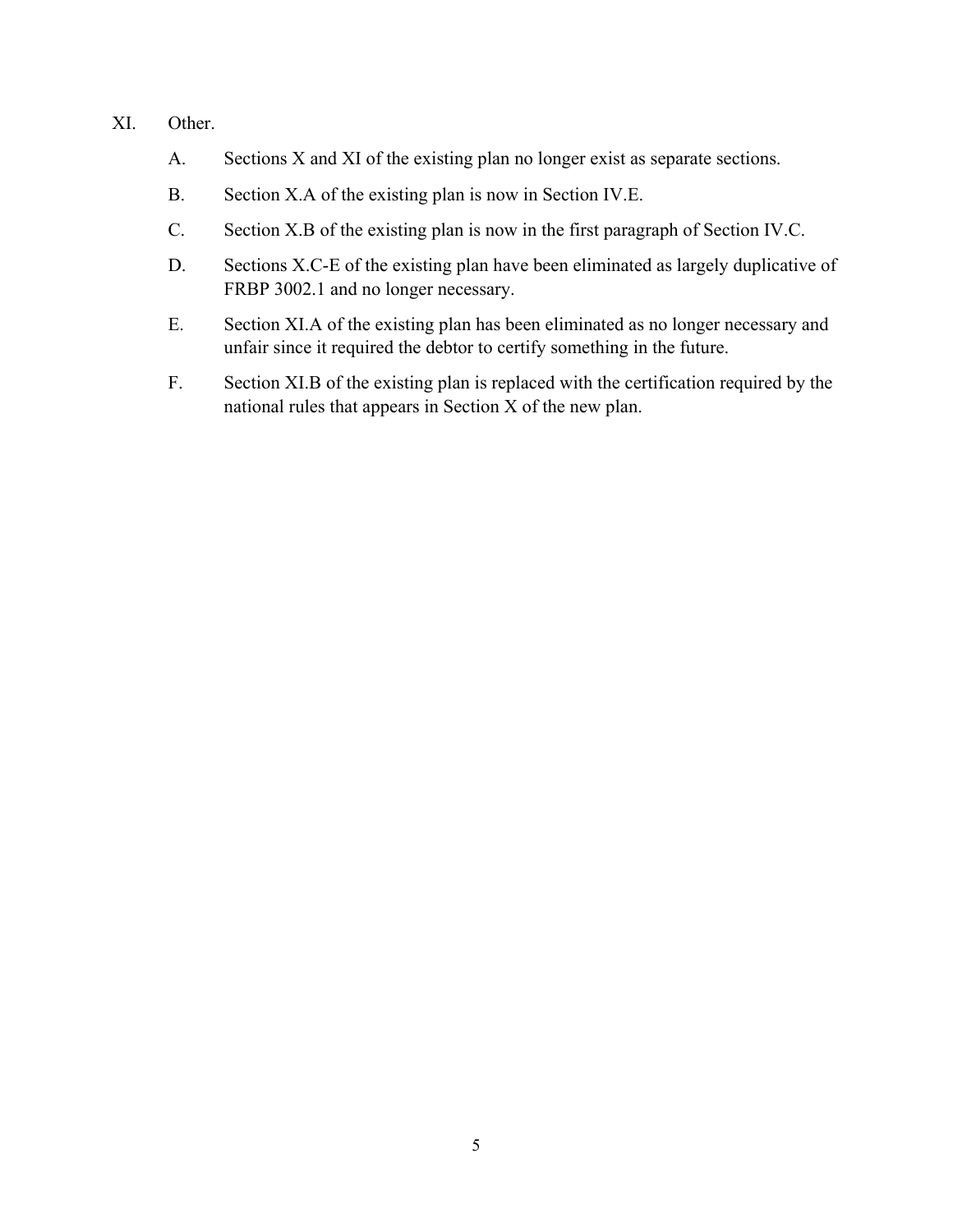XI. Other.

A. Sections X and XI of the existing plan no longer exist as separate sections.

B. Section X.A of the existing plan is now in Section IV.E.

C. Section X.B of the existing plan is now in the first paragraph of Section IV.C.

D. Sections X.C-E of the existing plan have been eliminated as largely duplicative of FRBP 3002.1 and no longer necessary.

E. Section XI.A of the existing plan has been eliminated as no longer necessary and unfair since it required the debtor to certify something in the future.

F. Section XI.B of the existing plan is replaced with the certification required by the national rules that appears in Section X of the new plan.